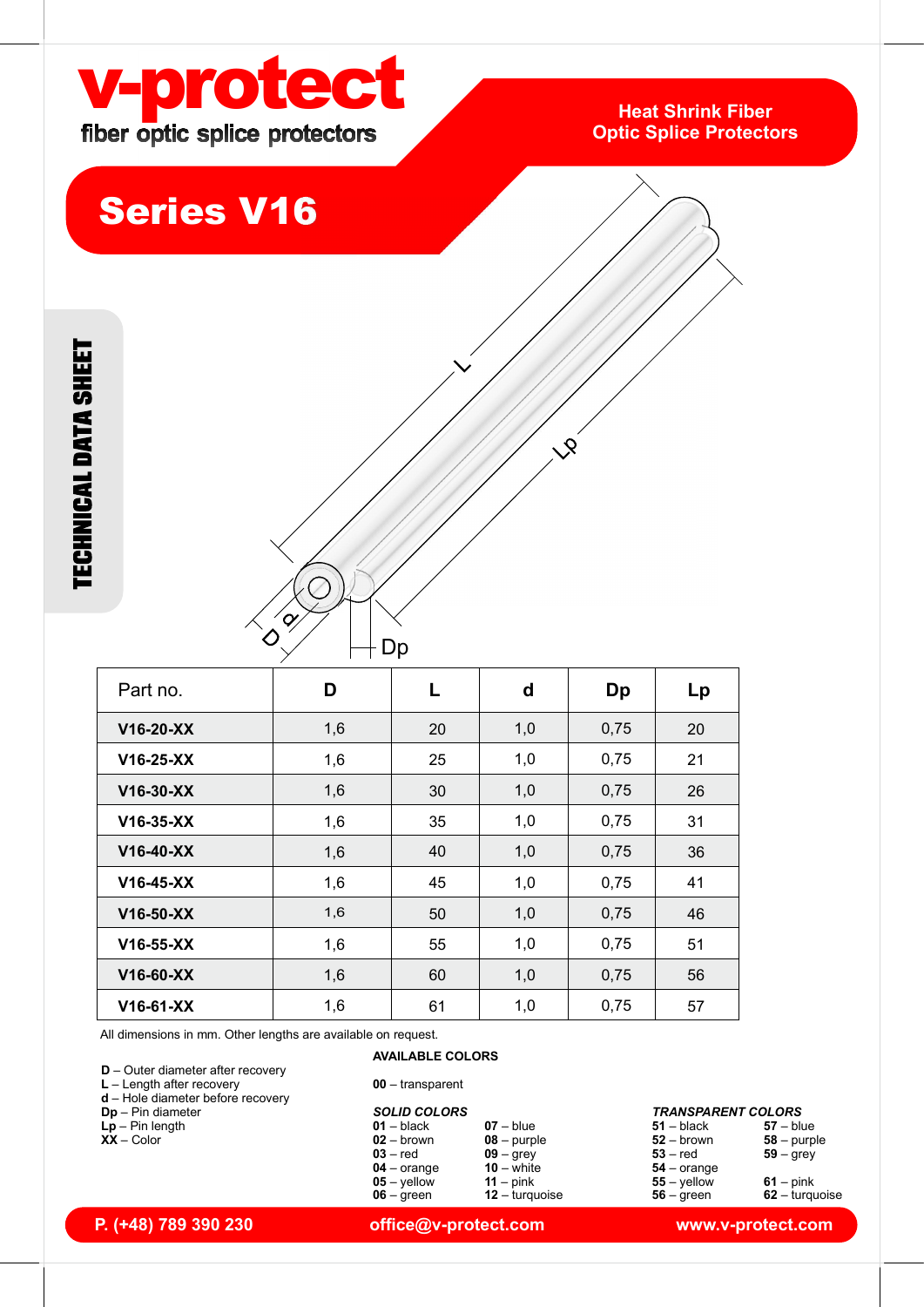# v-protect

fiber optic splice protectors

**Heat Shrink Fiber Optic Splice Protectors**

## Series V16

TECHNICAL DATA SHEET

| Part no. | D | L | d | Dp | Lp |
|---|---|---|---|---|---|
| **V16-20-XX** | 1,6 | 20 | 1,0 | 0,75 | 20 |
| **V16-25-XX** | 1,6 | 25 | 1,0 | 0,75 | 21 |
| **V16-30-XX** | 1,6 | 30 | 1,0 | 0,75 | 26 |
| **V16-35-XX** | 1,6 | 35 | 1,0 | 0,75 | 31 |
| **V16-40-XX** | 1,6 | 40 | 1,0 | 0,75 | 36 |
| **V16-45-XX** | 1,6 | 45 | 1,0 | 0,75 | 41 |
| **V16-50-XX** | 1,6 | 50 | 1,0 | 0,75 | 46 |
| **V16-55-XX** | 1,6 | 55 | 1,0 | 0,75 | 51 |
| **V16-60-XX** | 1,6 | 60 | 1,0 | 0,75 | 56 |
| **V16-61-XX** | 1,6 | 61 | 1,0 | 0,75 | 57 |

All dimensions in mm. Other lengths are available on request.

**D** – Outer diameter after recovery
**L** – Length after recovery
**d** – Hole diameter before recovery
**Dp** – Pin diameter
**Lp** – Pin length
**XX** – Color

**AVAILABLE COLORS**

**00** – transparent

***SOLID COLORS***

**01** – black
**02** – brown
**03** – red
**04** – orange
**05** – yellow
**06** – green
**07** – blue
**08** – purple
**09** – grey
**10** – white
**11** – pink
**12** – turquoise

***TRANSPARENT COLORS***

**51** – black
**52** – brown
**53** – red
**54** – orange
**55** – yellow
**56** – green
**57** – blue
**58** – purple
**59** – grey
**61** – pink
**62** – turquoise

P. (+48) 789 390 230 | office@v-protect.com | www.v-protect.com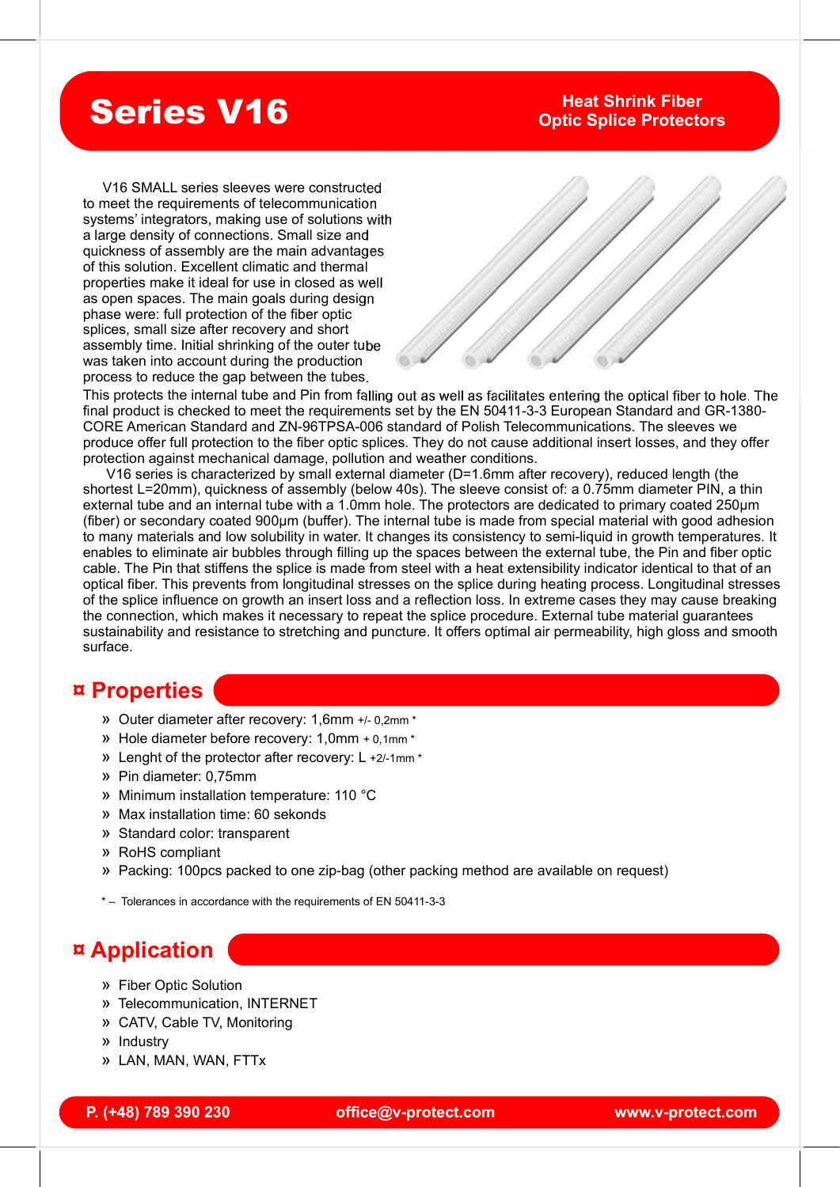# Series V16

## Heat Shrink Fiber Optic Splice Protectors

V16 SMALL series sleeves were constructed to meet the requirements of telecommunication systems' integrators, making use of solutions with a large density of connections. Small size and quickness of assembly are the main advantages of this solution. Excellent climatic and thermal properties make it ideal for use in closed as well as open spaces. The main goals during design phase were: full protection of the fiber optic splices, small size after recovery and short assembly time. Initial shrinking of the outer tube was taken into account during the production process to reduce the gap between the tubes. This protects the internal tube and Pin from falling out as well as facilitates entering the optical fiber to hole. The final product is checked to meet the requirements set by the EN 50411-3-3 European Standard and GR-1380-CORE American Standard and ZN-96TPSA-006 standard of Polish Telecommunications. The sleeves we produce offer full protection to the fiber optic splices. They do not cause additional insert losses, and they offer protection against mechanical damage, pollution and weather conditions.

V16 series is characterized by small external diameter (D=1.6mm after recovery), reduced length (the shortest L=20mm), quickness of assembly (below 40s). The sleeve consist of: a 0.75mm diameter PIN, a thin external tube and an internal tube with a 1.0mm hole. The protectors are dedicated to primary coated 250µm (fiber) or secondary coated 900µm (buffer). The internal tube is made from special material with good adhesion to many materials and low solubility in water. It changes its consistency to semi-liquid in growth temperatures. It enables to eliminate air bubbles through filling up the spaces between the external tube, the Pin and fiber optic cable. The Pin that stiffens the splice is made from steel with a heat extensibility indicator identical to that of an optical fiber. This prevents from longitudinal stresses on the splice during heating process. Longitudinal stresses of the splice influence on growth an insert loss and a reflection loss. In extreme cases they may cause breaking the connection, which makes it necessary to repeat the splice procedure. External tube material guarantees sustainability and resistance to stretching and puncture. It offers optimal air permeability, high gloss and smooth surface.

## ¤ Properties

- Outer diameter after recovery: 1,6mm +/- 0,2mm *
- Hole diameter before recovery: 1,0mm + 0,1mm *
- Lenght of the protector after recovery: L +2/-1mm *
- Pin diameter: 0,75mm
- Minimum installation temperature: 110 °C
- Max installation time: 60 sekonds
- Standard color: transparent
- RoHS compliant
- Packing: 100pcs packed to one zip-bag (other packing method are available on request)

* – Tolerances in accordance with the requirements of EN 50411-3-3

## ¤ Application

- Fiber Optic Solution
- Telecommunication, INTERNET
- CATV, Cable TV, Monitoring
- Industry
- LAN, MAN, WAN, FTTx

P. (+48) 789 390 230 office@v-protect.com www.v-protect.com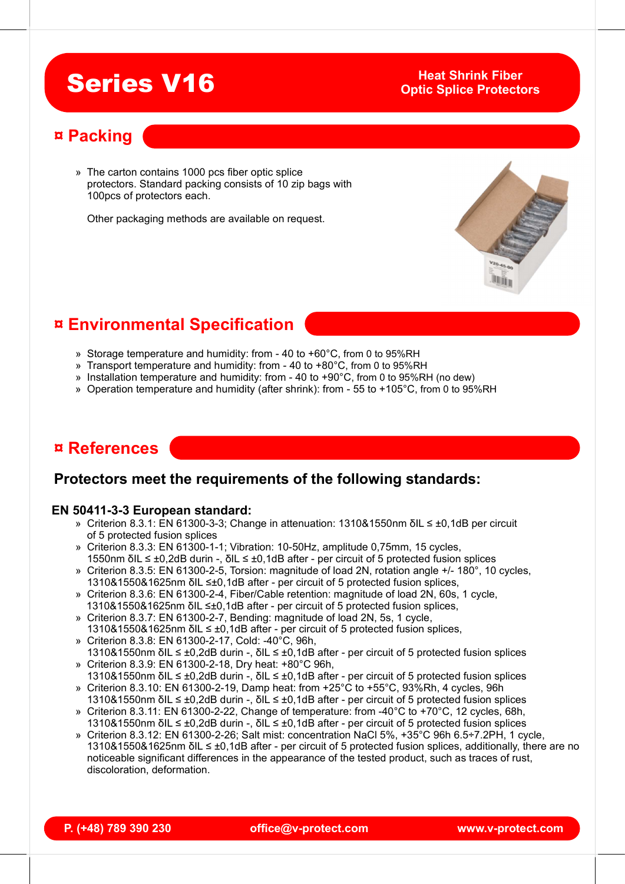# Series V16

**Heat Shrink Fiber Optic Splice Protectors**

## ¤ Packing

» The carton contains 1000 pcs fiber optic splice protectors. Standard packing consists of 10 zip bags with 100pcs of protectors each.

Other packaging methods are available on request.

## ¤ Environmental Specification

» Storage temperature and humidity: from - 40 to +60°C, from 0 to 95%RH
» Transport temperature and humidity: from - 40 to +80°C, from 0 to 95%RH
» Installation temperature and humidity: from - 40 to +90°C, from 0 to 95%RH (no dew)
» Operation temperature and humidity (after shrink): from - 55 to +105°C, from 0 to 95%RH

## ¤ References

### Protectors meet the requirements of the following standards:

**EN 50411-3-3 European standard:**

» Criterion 8.3.1: EN 61300-3-3; Change in attenuation: 1310&1550nm δIL ≤ ±0,1dB per circuit of 5 protected fusion splices
» Criterion 8.3.3: EN 61300-1-1; Vibration: 10-50Hz, amplitude 0,75mm, 15 cycles, 1550nm δIL ≤ ±0,2dB durin -, δIL ≤ ±0,1dB after - per circuit of 5 protected fusion splices
» Criterion 8.3.5: EN 61300-2-5, Torsion: magnitude of load 2N, rotation angle +/- 180°, 10 cycles, 1310&1550&1625nm δIL ≤±0,1dB after - per circuit of 5 protected fusion splices,
» Criterion 8.3.6: EN 61300-2-4, Fiber/Cable retention: magnitude of load 2N, 60s, 1 cycle, 1310&1550&1625nm δIL ≤±0,1dB after - per circuit of 5 protected fusion splices,
» Criterion 8.3.7: EN 61300-2-7, Bending: magnitude of load 2N, 5s, 1 cycle, 1310&1550&1625nm δIL ≤ ±0,1dB after - per circuit of 5 protected fusion splices,
» Criterion 8.3.8: EN 61300-2-17, Cold: -40°C, 96h, 1310&1550nm δIL ≤ ±0,2dB durin -, δIL ≤ ±0,1dB after - per circuit of 5 protected fusion splices
» Criterion 8.3.9: EN 61300-2-18, Dry heat: +80°C 96h, 1310&1550nm δIL ≤ ±0,2dB durin -, δIL ≤ ±0,1dB after - per circuit of 5 protected fusion splices
» Criterion 8.3.10: EN 61300-2-19, Damp heat: from +25°C to +55°C, 93%Rh, 4 cycles, 96h 1310&1550nm δIL ≤ ±0,2dB durin -, δIL ≤ ±0,1dB after - per circuit of 5 protected fusion splices
» Criterion 8.3.11: EN 61300-2-22, Change of temperature: from -40°C to +70°C, 12 cycles, 68h, 1310&1550nm δIL ≤ ±0,2dB durin -, δIL ≤ ±0,1dB after - per circuit of 5 protected fusion splices
» Criterion 8.3.12: EN 61300-2-26; Salt mist: concentration NaCl 5%, +35°C 96h 6.5÷7.2PH, 1 cycle, 1310&1550&1625nm δIL ≤ ±0,1dB after - per circuit of 5 protected fusion splices, additionally, there are no noticeable significant differences in the appearance of the tested product, such as traces of rust, discoloration, deformation.

P. (+48) 789 390 230 office@v-protect.com www.v-protect.com